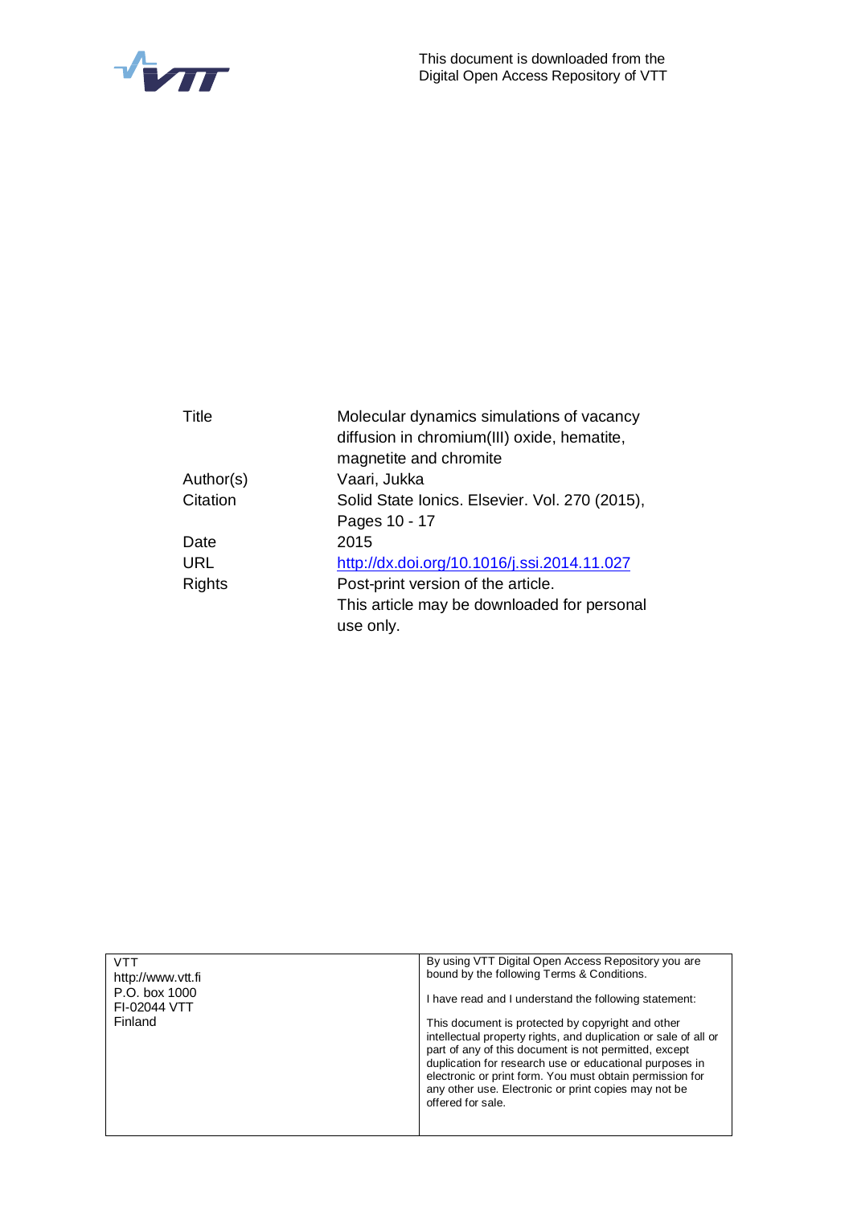This document is downloaded from the Digital Open Access Repository of VTT

| | |
|---|---|
| Title | Molecular dynamics simulations of vacancy diffusion in chromium(III) oxide, hematite, magnetite and chromite |
| Author(s) | Vaari, Jukka |
| Citation | Solid State Ionics. Elsevier. Vol. 270 (2015), Pages 10 - 17 |
| Date | 2015 |
| URL | http://dx.doi.org/10.1016/j.ssi.2014.11.027 |
| Rights | Post-print version of the article. This article may be downloaded for personal use only. |

| | |
|---|---|
| VTT<br>http://www.vtt.fi<br>P.O. box 1000<br>FI-02044 VTT<br>Finland | By using VTT Digital Open Access Repository you are bound by the following Terms & Conditions.<br><br>I have read and I understand the following statement:<br><br>This document is protected by copyright and other intellectual property rights, and duplication or sale of all or part of any of this document is not permitted, except duplication for research use or educational purposes in electronic or print form. You must obtain permission for any other use. Electronic or print copies may not be offered for sale. |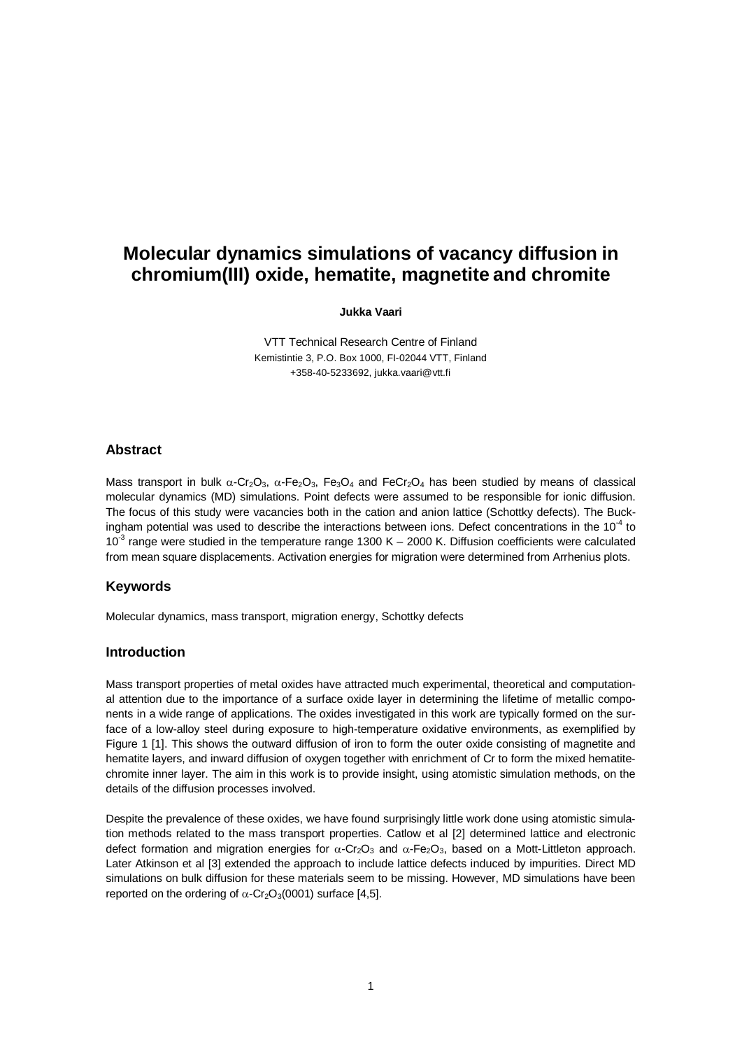# Molecular dynamics simulations of vacancy diffusion in chromium(III) oxide, hematite, magnetite and chromite

**Jukka Vaari**

VTT Technical Research Centre of Finland
Kemistintie 3, P.O. Box 1000, FI-02044 VTT, Finland
+358-40-5233692, jukka.vaari@vtt.fi

## Abstract

Mass transport in bulk $\alpha$-$Cr_2O_3$, $\alpha$-$Fe_2O_3$, $Fe_3O_4$ and $FeCr_2O_4$ has been studied by means of classical molecular dynamics (MD) simulations. Point defects were assumed to be responsible for ionic diffusion. The focus of this study were vacancies both in the cation and anion lattice (Schottky defects). The Buckingham potential was used to describe the interactions between ions. Defect concentrations in the $10^{-4}$ to $10^{-3}$ range were studied in the temperature range 1300 K – 2000 K. Diffusion coefficients were calculated from mean square displacements. Activation energies for migration were determined from Arrhenius plots.

## Keywords

Molecular dynamics, mass transport, migration energy, Schottky defects

## Introduction

Mass transport properties of metal oxides have attracted much experimental, theoretical and computational attention due to the importance of a surface oxide layer in determining the lifetime of metallic components in a wide range of applications. The oxides investigated in this work are typically formed on the surface of a low-alloy steel during exposure to high-temperature oxidative environments, as exemplified by Figure 1 [1]. This shows the outward diffusion of iron to form the outer oxide consisting of magnetite and hematite layers, and inward diffusion of oxygen together with enrichment of Cr to form the mixed hematite-chromite inner layer. The aim in this work is to provide insight, using atomistic simulation methods, on the details of the diffusion processes involved.

Despite the prevalence of these oxides, we have found surprisingly little work done using atomistic simulation methods related to the mass transport properties. Catlow et al [2] determined lattice and electronic defect formation and migration energies for $\alpha$-$Cr_2O_3$ and $\alpha$-$Fe_2O_3$, based on a Mott-Littleton approach. Later Atkinson et al [3] extended the approach to include lattice defects induced by impurities. Direct MD simulations on bulk diffusion for these materials seem to be missing. However, MD simulations have been reported on the ordering of $\alpha$-$Cr_2O_3$(0001) surface [4,5].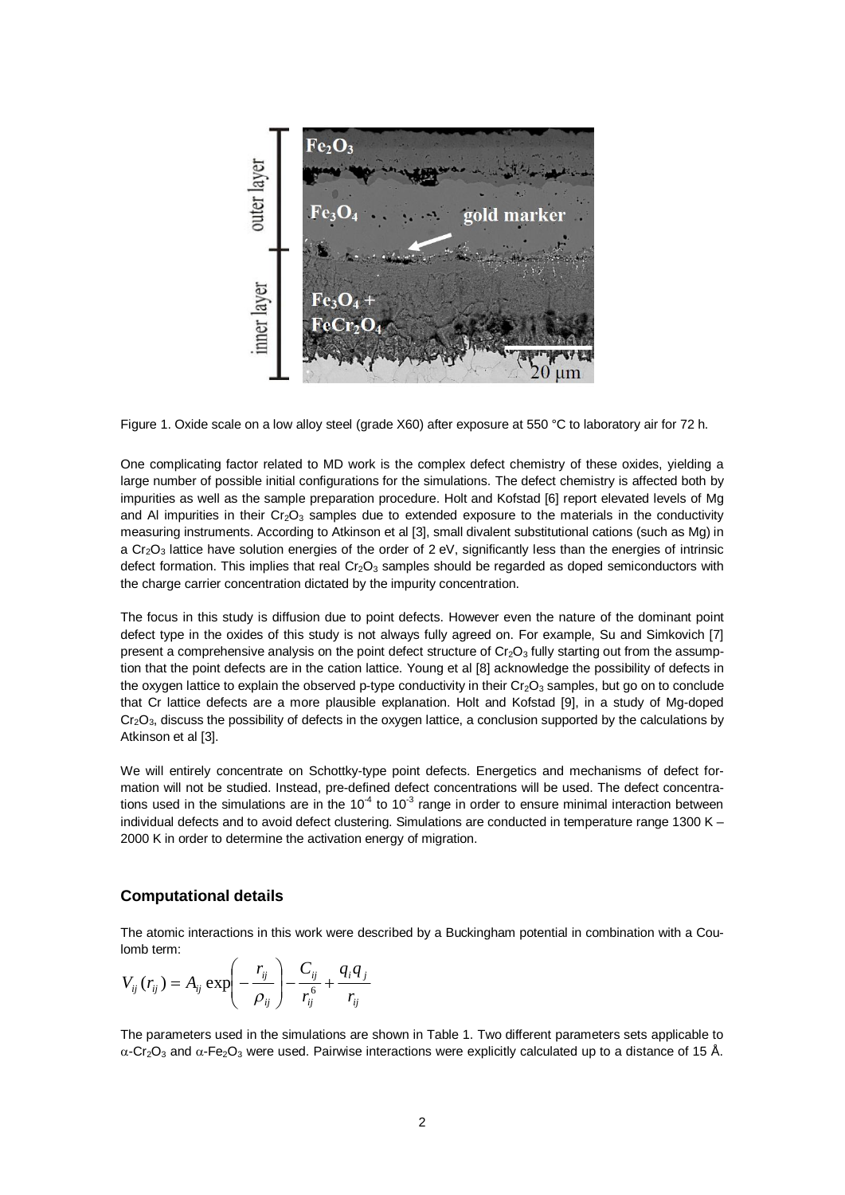Figure 1. Oxide scale on a low alloy steel (grade X60) after exposure at 550 °C to laboratory air for 72 h.

One complicating factor related to MD work is the complex defect chemistry of these oxides, yielding a large number of possible initial configurations for the simulations. The defect chemistry is affected both by impurities as well as the sample preparation procedure. Holt and Kofstad [6] report elevated levels of Mg and Al impurities in their $Cr_2O_3$ samples due to extended exposure to the materials in the conductivity measuring instruments. According to Atkinson et al [3], small divalent substitutional cations (such as Mg) in a $Cr_2O_3$ lattice have solution energies of the order of 2 eV, significantly less than the energies of intrinsic defect formation. This implies that real $Cr_2O_3$ samples should be regarded as doped semiconductors with the charge carrier concentration dictated by the impurity concentration.

The focus in this study is diffusion due to point defects. However even the nature of the dominant point defect type in the oxides of this study is not always fully agreed on. For example, Su and Simkovich [7] present a comprehensive analysis on the point defect structure of $Cr_2O_3$ fully starting out from the assumption that the point defects are in the cation lattice. Young et al [8] acknowledge the possibility of defects in the oxygen lattice to explain the observed p-type conductivity in their $Cr_2O_3$ samples, but go on to conclude that Cr lattice defects are a more plausible explanation. Holt and Kofstad [9], in a study of Mg-doped $Cr_2O_3$, discuss the possibility of defects in the oxygen lattice, a conclusion supported by the calculations by Atkinson et al [3].

We will entirely concentrate on Schottky-type point defects. Energetics and mechanisms of defect formation will not be studied. Instead, pre-defined defect concentrations will be used. The defect concentrations used in the simulations are in the $10^{-4}$ to $10^{-3}$ range in order to ensure minimal interaction between individual defects and to avoid defect clustering. Simulations are conducted in temperature range 1300 K – 2000 K in order to determine the activation energy of migration.

## Computational details

The atomic interactions in this work were described by a Buckingham potential in combination with a Coulomb term:

$$V_{ij}(r_{ij}) = A_{ij}\exp\left(-\frac{r_{ij}}{\rho_{ij}}\right) - \frac{C_{ij}}{r_{ij}^6} + \frac{q_i q_j}{r_{ij}}$$

The parameters used in the simulations are shown in Table 1. Two different parameters sets applicable to $\alpha$-$Cr_2O_3$ and $\alpha$-$Fe_2O_3$ were used. Pairwise interactions were explicitly calculated up to a distance of 15 Å.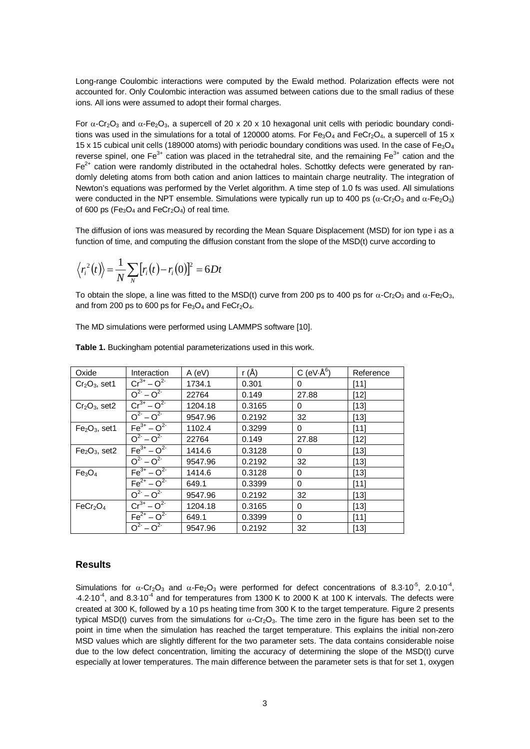Long-range Coulombic interactions were computed by the Ewald method. Polarization effects were not accounted for. Only Coulombic interaction was assumed between cations due to the small radius of these ions. All ions were assumed to adopt their formal charges.

For $\alpha$-$Cr_2O_3$ and $\alpha$-$Fe_2O_3$, a supercell of 20 x 20 x 10 hexagonal unit cells with periodic boundary conditions was used in the simulations for a total of 120000 atoms. For $Fe_3O_4$ and $FeCr_2O_4$, a supercell of 15 x 15 x 15 cubical unit cells (189000 atoms) with periodic boundary conditions was used. In the case of $Fe_3O_4$ reverse spinel, one $Fe^{3+}$ cation was placed in the tetrahedral site, and the remaining $Fe^{3+}$ cation and the $Fe^{2+}$ cation were randomly distributed in the octahedral holes. Schottky defects were generated by randomly deleting atoms from both cation and anion lattices to maintain charge neutrality. The integration of Newton's equations was performed by the Verlet algorithm. A time step of 1.0 fs was used. All simulations were conducted in the NPT ensemble. Simulations were typically run up to 400 ps ($\alpha$-$Cr_2O_3$ and $\alpha$-$Fe_2O_3$) of 600 ps ($Fe_3O_4$ and $FeCr_2O_4$) of real time.

The diffusion of ions was measured by recording the Mean Square Displacement (MSD) for ion type i as a function of time, and computing the diffusion constant from the slope of the MSD(t) curve according to

$$\left\langle r_i^2(t)\right\rangle = \frac{1}{N}\sum_N \left[r_i(t) - r_i(0)\right]^2 = 6Dt$$

To obtain the slope, a line was fitted to the MSD(t) curve from 200 ps to 400 ps for $\alpha$-$Cr_2O_3$ and $\alpha$-$Fe_2O_3$, and from 200 ps to 600 ps for $Fe_3O_4$ and $FeCr_2O_4$.

The MD simulations were performed using LAMMPS software [10].

**Table 1.** Buckingham potential parameterizations used in this work.

| Oxide | Interaction | A (eV) | r (Å) | C (eV·Å$^6$) | Reference |
|---|---|---|---|---|---|
| $Cr_2O_3$, set1 | $Cr^{3+} - O^{2-}$ | 1734.1 | 0.301 | 0 | [11] |
| | $O^{2-} - O^{2-}$ | 22764 | 0.149 | 27.88 | [12] |
| $Cr_2O_3$, set2 | $Cr^{3+} - O^{2-}$ | 1204.18 | 0.3165 | 0 | [13] |
| | $O^{2-} - O^{2-}$ | 9547.96 | 0.2192 | 32 | [13] |
| $Fe_2O_3$, set1 | $Fe^{3+} - O^{2-}$ | 1102.4 | 0.3299 | 0 | [11] |
| | $O^{2-} - O^{2-}$ | 22764 | 0.149 | 27.88 | [12] |
| $Fe_2O_3$, set2 | $Fe^{3+} - O^{2-}$ | 1414.6 | 0.3128 | 0 | [13] |
| | $O^{2-} - O^{2-}$ | 9547.96 | 0.2192 | 32 | [13] |
| $Fe_3O_4$ | $Fe^{3+} - O^{2-}$ | 1414.6 | 0.3128 | 0 | [13] |
| | $Fe^{2+} - O^{2-}$ | 649.1 | 0.3399 | 0 | [11] |
| | $O^{2-} - O^{2-}$ | 9547.96 | 0.2192 | 32 | [13] |
| $FeCr_2O_4$ | $Cr^{3+} - O^{2-}$ | 1204.18 | 0.3165 | 0 | [13] |
| | $Fe^{2+} - O^{2-}$ | 649.1 | 0.3399 | 0 | [11] |
| | $O^{2-} - O^{2-}$ | 9547.96 | 0.2192 | 32 | [13] |

## Results

Simulations for $\alpha$-$Cr_2O_3$ and $\alpha$-$Fe_2O_3$ were performed for defect concentrations of $8.3 \cdot 10^{-5}$, $2.0 \cdot 10^{-4}$, $\cdot 4.2 \cdot 10^{-4}$, and $8.3 \cdot 10^{-4}$ and for temperatures from 1300 K to 2000 K at 100 K intervals. The defects were created at 300 K, followed by a 10 ps heating time from 300 K to the target temperature. Figure 2 presents typical MSD(t) curves from the simulations for $\alpha$-$Cr_2O_3$. The time zero in the figure has been set to the point in time when the simulation has reached the target temperature. This explains the initial non-zero MSD values which are slightly different for the two parameter sets. The data contains considerable noise due to the low defect concentration, limiting the accuracy of determining the slope of the MSD(t) curve especially at lower temperatures. The main difference between the parameter sets is that for set 1, oxygen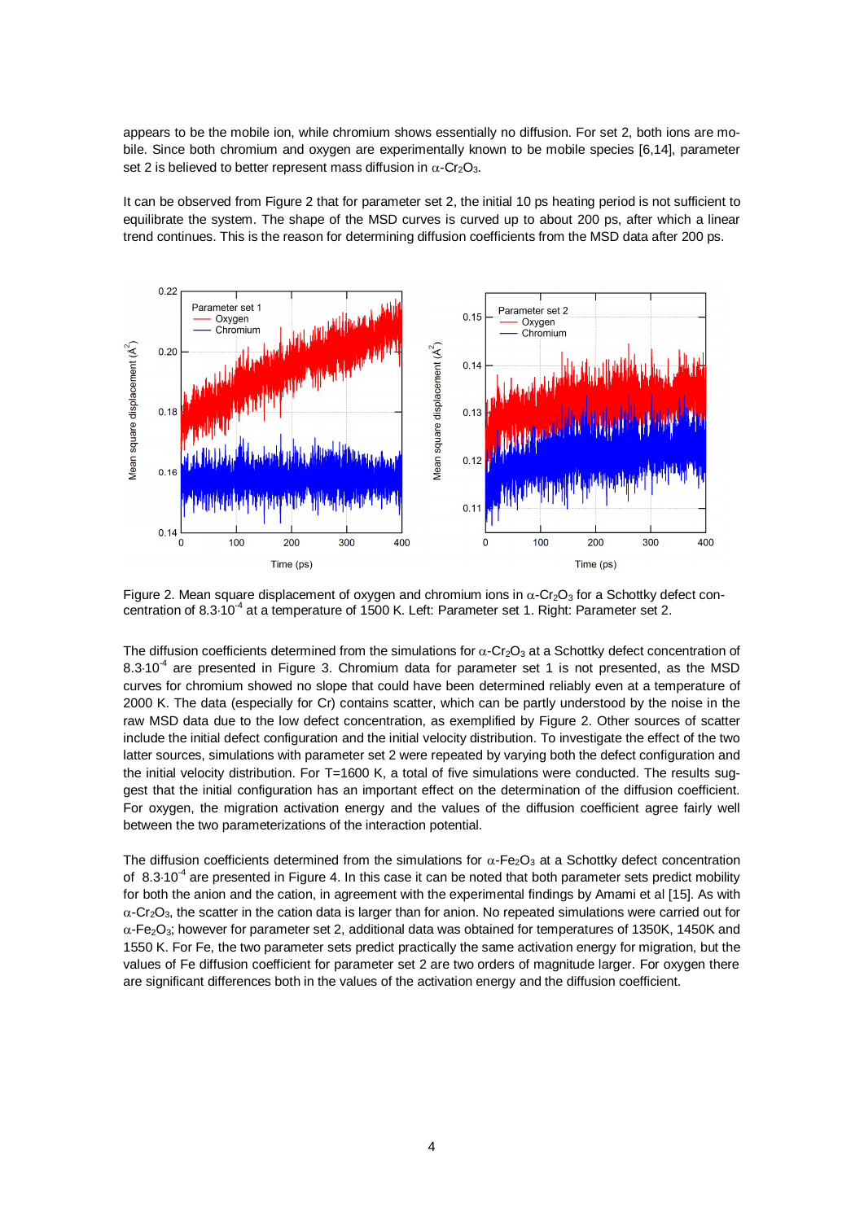appears to be the mobile ion, while chromium shows essentially no diffusion. For set 2, both ions are mobile. Since both chromium and oxygen are experimentally known to be mobile species [6,14], parameter set 2 is believed to better represent mass diffusion in $\alpha$-$Cr_2O_3$.

It can be observed from Figure 2 that for parameter set 2, the initial 10 ps heating period is not sufficient to equilibrate the system. The shape of the MSD curves is curved up to about 200 ps, after which a linear trend continues. This is the reason for determining diffusion coefficients from the MSD data after 200 ps.

Figure 2. Mean square displacement of oxygen and chromium ions in $\alpha$-$Cr_2O_3$ for a Schottky defect concentration of $8.3{\cdot}10^{-4}$ at a temperature of 1500 K. Left: Parameter set 1. Right: Parameter set 2.

The diffusion coefficients determined from the simulations for $\alpha$-$Cr_2O_3$ at a Schottky defect concentration of $8.3{\cdot}10^{-4}$ are presented in Figure 3. Chromium data for parameter set 1 is not presented, as the MSD curves for chromium showed no slope that could have been determined reliably even at a temperature of 2000 K. The data (especially for Cr) contains scatter, which can be partly understood by the noise in the raw MSD data due to the low defect concentration, as exemplified by Figure 2. Other sources of scatter include the initial defect configuration and the initial velocity distribution. To investigate the effect of the two latter sources, simulations with parameter set 2 were repeated by varying both the defect configuration and the initial velocity distribution. For T=1600 K, a total of five simulations were conducted. The results suggest that the initial configuration has an important effect on the determination of the diffusion coefficient. For oxygen, the migration activation energy and the values of the diffusion coefficient agree fairly well between the two parameterizations of the interaction potential.

The diffusion coefficients determined from the simulations for $\alpha$-$Fe_2O_3$ at a Schottky defect concentration of $8.3{\cdot}10^{-4}$ are presented in Figure 4. In this case it can be noted that both parameter sets predict mobility for both the anion and the cation, in agreement with the experimental findings by Amami et al [15]. As with $\alpha$-$Cr_2O_3$, the scatter in the cation data is larger than for anion. No repeated simulations were carried out for $\alpha$-$Fe_2O_3$; however for parameter set 2, additional data was obtained for temperatures of 1350K, 1450K and 1550 K. For Fe, the two parameter sets predict practically the same activation energy for migration, but the values of Fe diffusion coefficient for parameter set 2 are two orders of magnitude larger. For oxygen there are significant differences both in the values of the activation energy and the diffusion coefficient.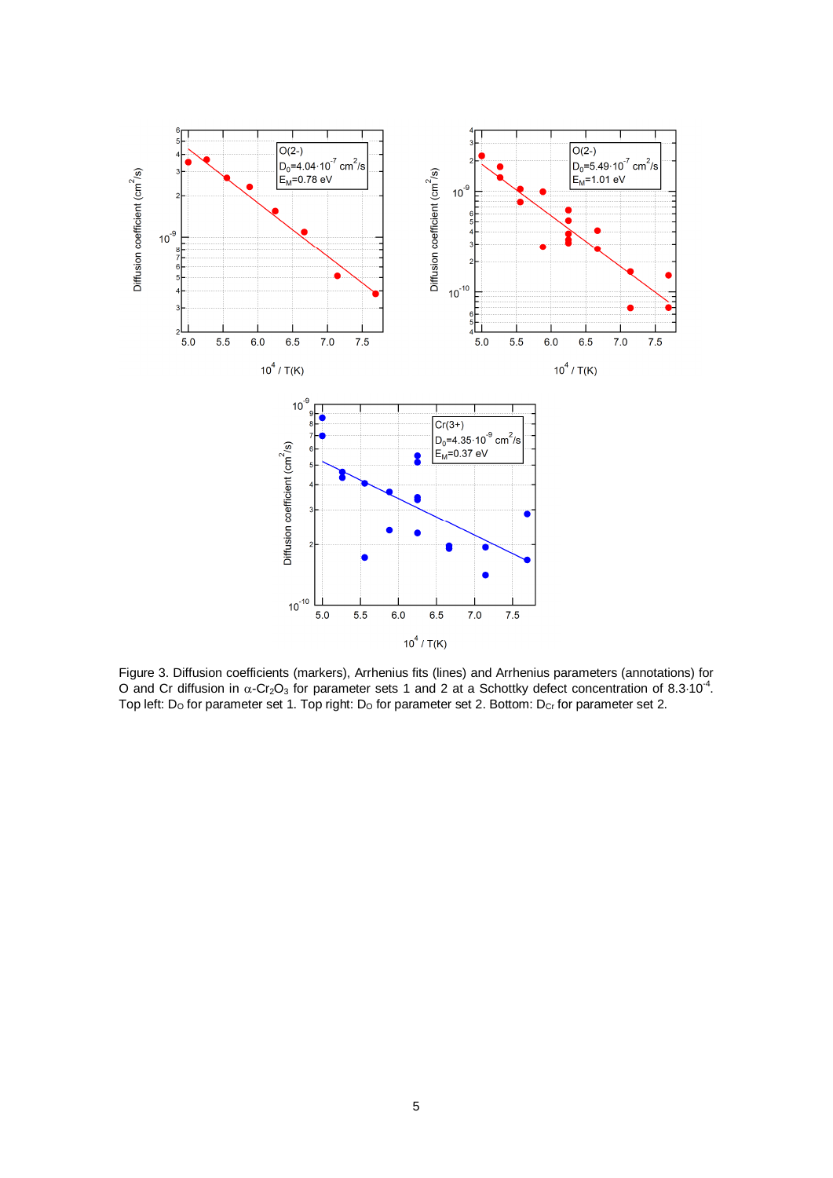Figure 3. Diffusion coefficients (markers), Arrhenius fits (lines) and Arrhenius parameters (annotations) for O and Cr diffusion in $\alpha$-$Cr_2O_3$ for parameter sets 1 and 2 at a Schottky defect concentration of $8.3{\cdot}10^{-4}$. Top left: $D_O$ for parameter set 1. Top right: $D_O$ for parameter set 2. Bottom: $D_{Cr}$ for parameter set 2.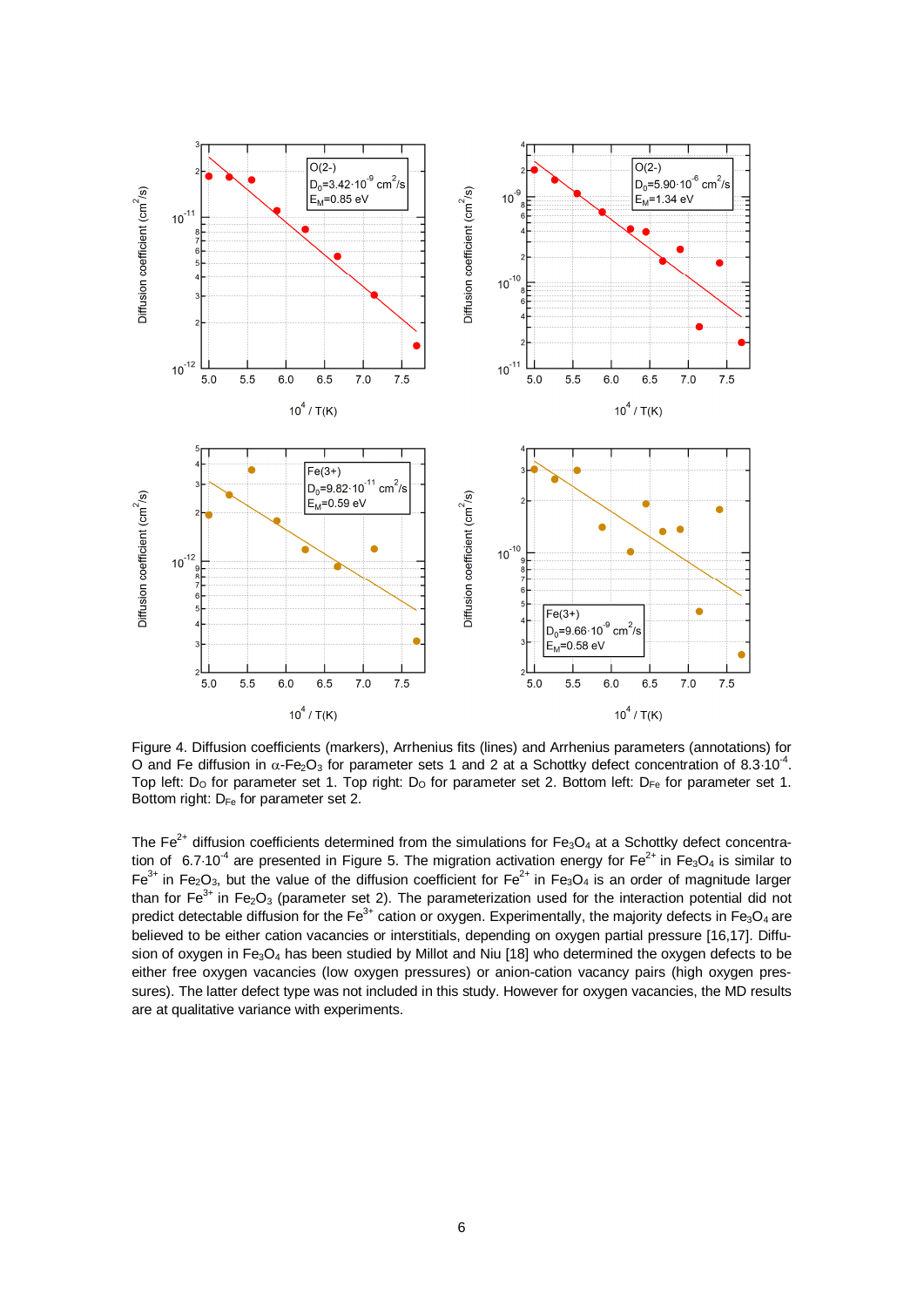Figure 4. Diffusion coefficients (markers), Arrhenius fits (lines) and Arrhenius parameters (annotations) for O and Fe diffusion in $\alpha$-$Fe_2O_3$ for parameter sets 1 and 2 at a Schottky defect concentration of $8.3 \cdot 10^{-4}$. Top left: $D_O$ for parameter set 1. Top right: $D_O$ for parameter set 2. Bottom left: $D_{Fe}$ for parameter set 1. Bottom right: $D_{Fe}$ for parameter set 2.

The $Fe^{2+}$ diffusion coefficients determined from the simulations for $Fe_3O_4$ at a Schottky defect concentration of $6.7 \cdot 10^{-4}$ are presented in Figure 5. The migration activation energy for $Fe^{2+}$ in $Fe_3O_4$ is similar to $Fe^{3+}$ in $Fe_2O_3$, but the value of the diffusion coefficient for $Fe^{2+}$ in $Fe_3O_4$ is an order of magnitude larger than for $Fe^{3+}$ in $Fe_2O_3$ (parameter set 2). The parameterization used for the interaction potential did not predict detectable diffusion for the $Fe^{3+}$ cation or oxygen. Experimentally, the majority defects in $Fe_3O_4$ are believed to be either cation vacancies or interstitials, depending on oxygen partial pressure [16,17]. Diffusion of oxygen in $Fe_3O_4$ has been studied by Millot and Niu [18] who determined the oxygen defects to be either free oxygen vacancies (low oxygen pressures) or anion-cation vacancy pairs (high oxygen pressures). The latter defect type was not included in this study. However for oxygen vacancies, the MD results are at qualitative variance with experiments.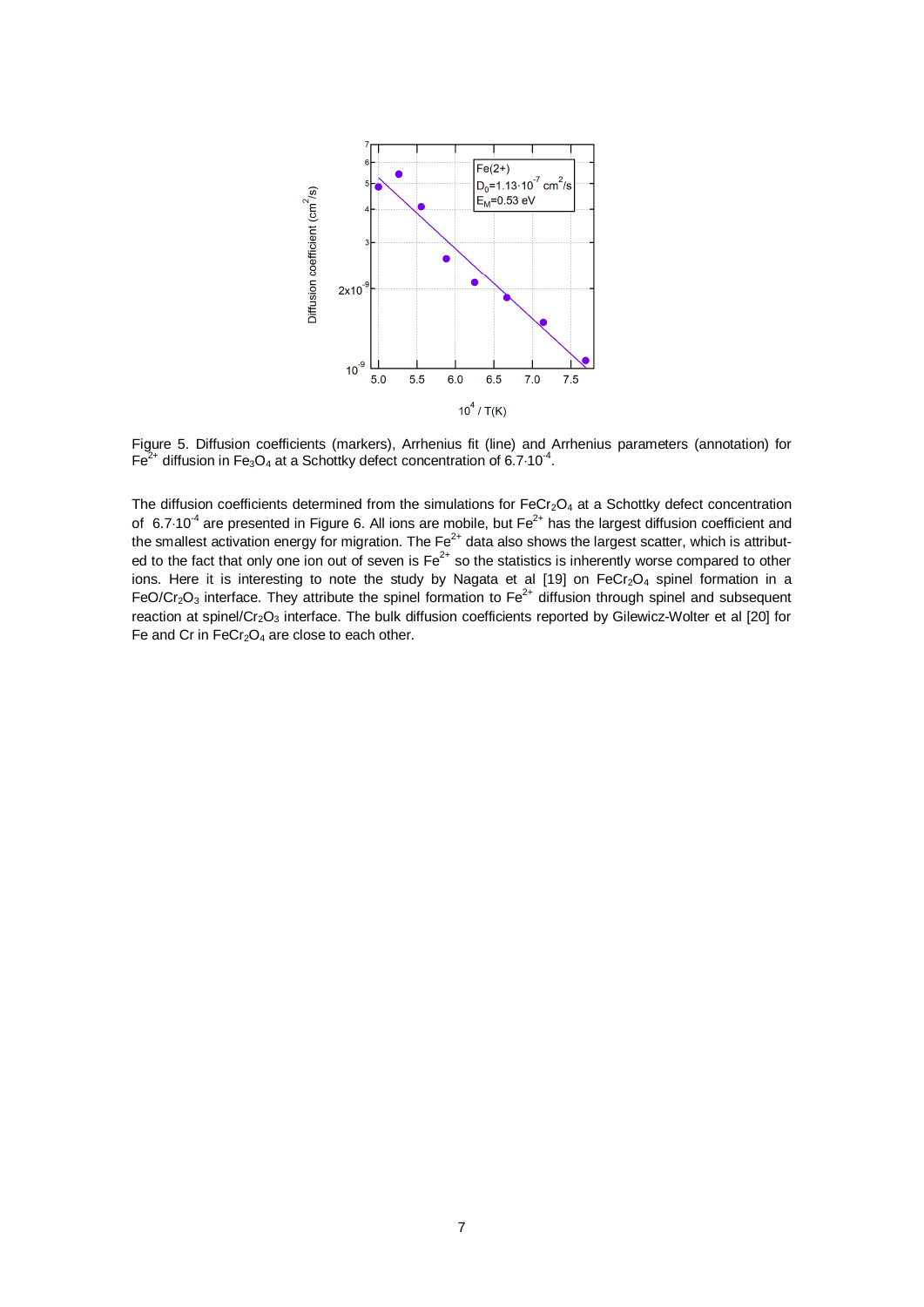Figure 5. Diffusion coefficients (markers), Arrhenius fit (line) and Arrhenius parameters (annotation) for $Fe^{2+}$ diffusion in $Fe_3O_4$ at a Schottky defect concentration of $6.7{\cdot}10^{-4}$.

The diffusion coefficients determined from the simulations for $FeCr_2O_4$ at a Schottky defect concentration of $6.7{\cdot}10^{-4}$ are presented in Figure 6. All ions are mobile, but $Fe^{2+}$ has the largest diffusion coefficient and the smallest activation energy for migration. The $Fe^{2+}$ data also shows the largest scatter, which is attributed to the fact that only one ion out of seven is $Fe^{2+}$ so the statistics is inherently worse compared to other ions. Here it is interesting to note the study by Nagata et al [19] on $FeCr_2O_4$ spinel formation in a $FeO/Cr_2O_3$ interface. They attribute the spinel formation to $Fe^{2+}$ diffusion through spinel and subsequent reaction at spinel/$Cr_2O_3$ interface. The bulk diffusion coefficients reported by Gilewicz-Wolter et al [20] for Fe and Cr in $FeCr_2O_4$ are close to each other.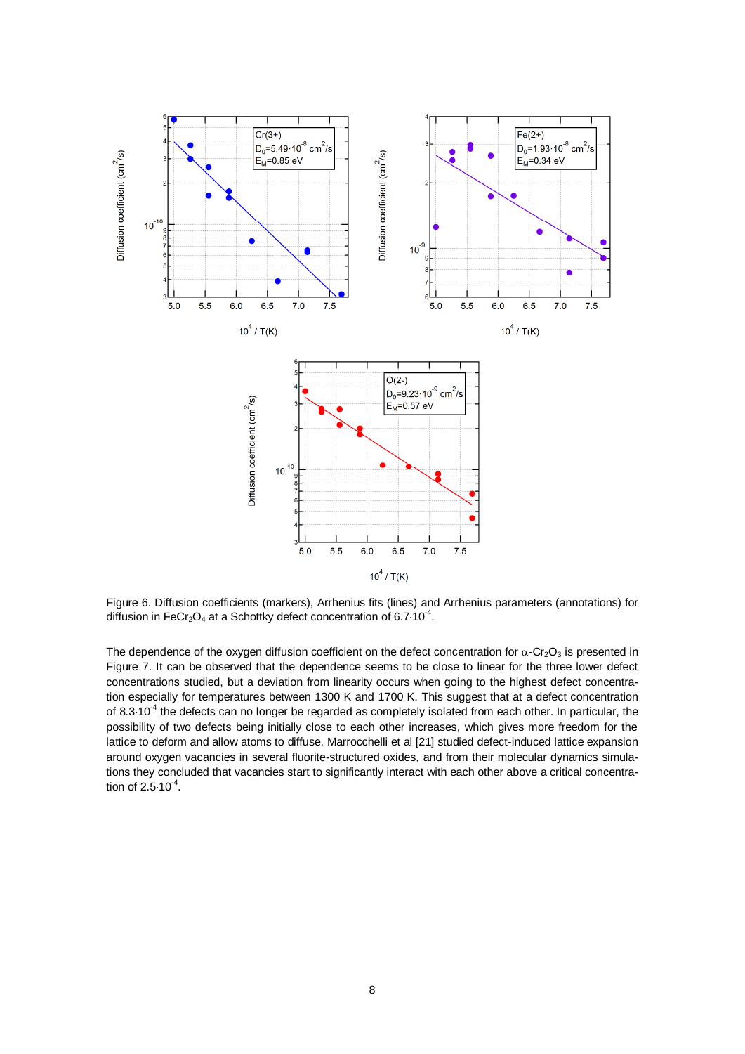Figure 6. Diffusion coefficients (markers), Arrhenius fits (lines) and Arrhenius parameters (annotations) for diffusion in $FeCr_2O_4$ at a Schottky defect concentration of $6.7 \cdot 10^{-4}$.

The dependence of the oxygen diffusion coefficient on the defect concentration for $\alpha$-$Cr_2O_3$ is presented in Figure 7. It can be observed that the dependence seems to be close to linear for the three lower defect concentrations studied, but a deviation from linearity occurs when going to the highest defect concentration especially for temperatures between 1300 K and 1700 K. This suggest that at a defect concentration of $8.3 \cdot 10^{-4}$ the defects can no longer be regarded as completely isolated from each other. In particular, the possibility of two defects being initially close to each other increases, which gives more freedom for the lattice to deform and allow atoms to diffuse. Marrocchelli et al [21] studied defect-induced lattice expansion around oxygen vacancies in several fluorite-structured oxides, and from their molecular dynamics simulations they concluded that vacancies start to significantly interact with each other above a critical concentration of $2.5 \cdot 10^{-4}$.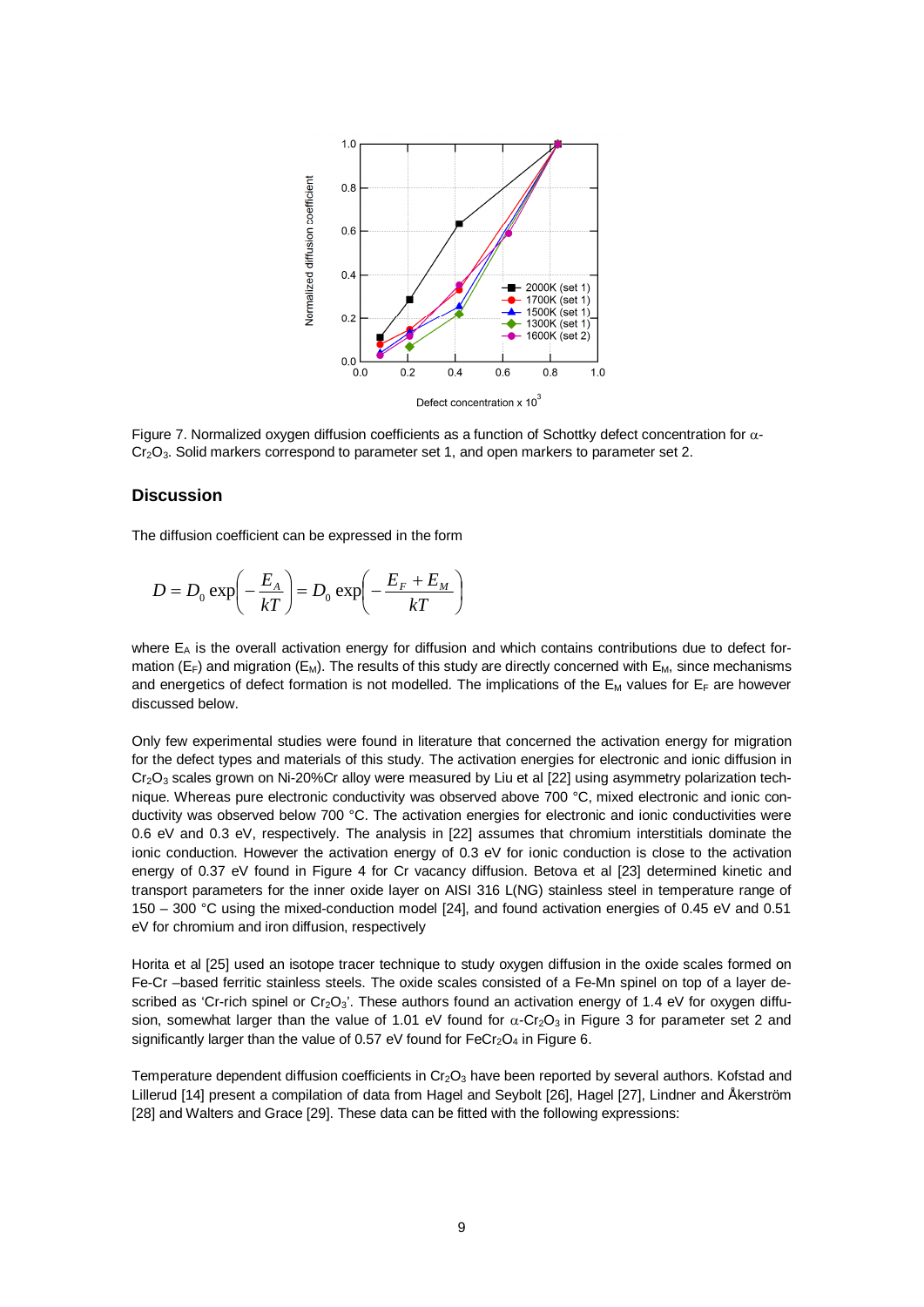Figure 7. Normalized oxygen diffusion coefficients as a function of Schottky defect concentration for α-$Cr_2O_3$. Solid markers correspond to parameter set 1, and open markers to parameter set 2.

## Discussion

The diffusion coefficient can be expressed in the form

$$D = D_0 \exp\left(-\frac{E_A}{kT}\right) = D_0 \exp\left(-\frac{E_F + E_M}{kT}\right)$$

where $E_A$ is the overall activation energy for diffusion and which contains contributions due to defect formation ($E_F$) and migration ($E_M$). The results of this study are directly concerned with $E_M$, since mechanisms and energetics of defect formation is not modelled. The implications of the $E_M$ values for $E_F$ are however discussed below.

Only few experimental studies were found in literature that concerned the activation energy for migration for the defect types and materials of this study. The activation energies for electronic and ionic diffusion in $Cr_2O_3$ scales grown on Ni-20%Cr alloy were measured by Liu et al [22] using asymmetry polarization technique. Whereas pure electronic conductivity was observed above 700 °C, mixed electronic and ionic conductivity was observed below 700 °C. The activation energies for electronic and ionic conductivities were 0.6 eV and 0.3 eV, respectively. The analysis in [22] assumes that chromium interstitials dominate the ionic conduction. However the activation energy of 0.3 eV for ionic conduction is close to the activation energy of 0.37 eV found in Figure 4 for Cr vacancy diffusion. Betova et al [23] determined kinetic and transport parameters for the inner oxide layer on AISI 316 L(NG) stainless steel in temperature range of 150 – 300 °C using the mixed-conduction model [24], and found activation energies of 0.45 eV and 0.51 eV for chromium and iron diffusion, respectively

Horita et al [25] used an isotope tracer technique to study oxygen diffusion in the oxide scales formed on Fe-Cr –based ferritic stainless steels. The oxide scales consisted of a Fe-Mn spinel on top of a layer described as 'Cr-rich spinel or $Cr_2O_3$'. These authors found an activation energy of 1.4 eV for oxygen diffusion, somewhat larger than the value of 1.01 eV found for α-$Cr_2O_3$ in Figure 3 for parameter set 2 and significantly larger than the value of 0.57 eV found for $FeCr_2O_4$ in Figure 6.

Temperature dependent diffusion coefficients in $Cr_2O_3$ have been reported by several authors. Kofstad and Lillerud [14] present a compilation of data from Hagel and Seybolt [26], Hagel [27], Lindner and Åkerström [28] and Walters and Grace [29]. These data can be fitted with the following expressions: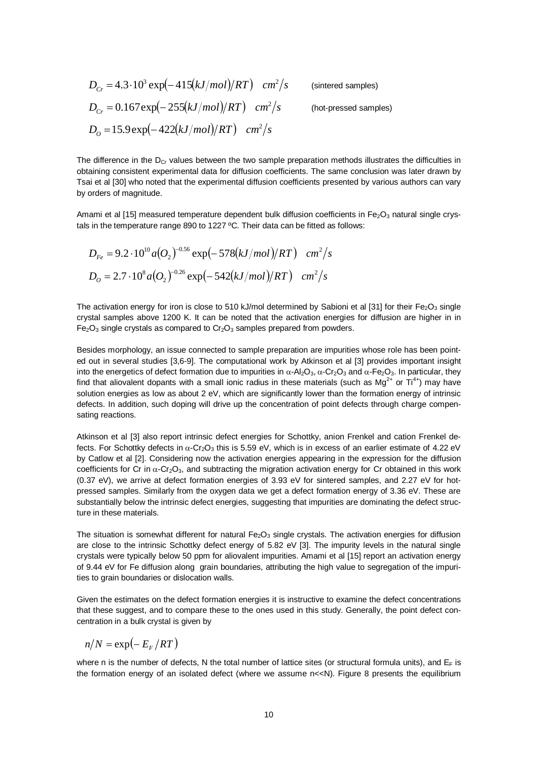$$D_{Cr} = 4.3 \cdot 10^{3} \exp\left(-415\left(kJ/mol\right)/RT\right) \quad cm^2/s \qquad \text{(sintered samples)}$$

$$D_{Cr} = 0.167 \exp\left(-255\left(kJ/mol\right)/RT\right) \quad cm^2/s \qquad \text{(hot-pressed samples)}$$

$$D_{O} = 15.9 \exp\left(-422\left(kJ/mol\right)/RT\right) \quad cm^2/s$$

The difference in the $D_{Cr}$ values between the two sample preparation methods illustrates the difficulties in obtaining consistent experimental data for diffusion coefficients. The same conclusion was later drawn by Tsai et al [30] who noted that the experimental diffusion coefficients presented by various authors can vary by orders of magnitude.

Amami et al [15] measured temperature dependent bulk diffusion coefficients in $Fe_2O_3$ natural single crystals in the temperature range 890 to 1227 ºC. Their data can be fitted as follows:

$$D_{Fe} = 9.2 \cdot 10^{10} a\left(O_2\right)^{-0.56} \exp\left(-578\left(kJ/mol\right)/RT\right) \quad cm^2/s$$

$$D_{O} = 2.7 \cdot 10^{8} a\left(O_2\right)^{-0.26} \exp\left(-542\left(kJ/mol\right)/RT\right) \quad cm^2/s$$

The activation energy for iron is close to 510 kJ/mol determined by Sabioni et al [31] for their $Fe_2O_3$ single crystal samples above 1200 K. It can be noted that the activation energies for diffusion are higher in in $Fe_2O_3$ single crystals as compared to $Cr_2O_3$ samples prepared from powders.

Besides morphology, an issue connected to sample preparation are impurities whose role has been pointed out in several studies [3,6-9]. The computational work by Atkinson et al [3] provides important insight into the energetics of defect formation due to impurities in $\alpha$-$Al_2O_3$, $\alpha$-$Cr_2O_3$ and $\alpha$-$Fe_2O_3$. In particular, they find that aliovalent dopants with a small ionic radius in these materials (such as $Mg^{2+}$ or $Ti^{4+}$) may have solution energies as low as about 2 eV, which are significantly lower than the formation energy of intrinsic defects. In addition, such doping will drive up the concentration of point defects through charge compensating reactions.

Atkinson et al [3] also report intrinsic defect energies for Schottky, anion Frenkel and cation Frenkel defects. For Schottky defects in $\alpha$-$Cr_2O_3$ this is 5.59 eV, which is in excess of an earlier estimate of 4.22 eV by Catlow et al [2]. Considering now the activation energies appearing in the expression for the diffusion coefficients for Cr in $\alpha$-$Cr_2O_3$, and subtracting the migration activation energy for Cr obtained in this work (0.37 eV), we arrive at defect formation energies of 3.93 eV for sintered samples, and 2.27 eV for hot-pressed samples. Similarly from the oxygen data we get a defect formation energy of 3.36 eV. These are substantially below the intrinsic defect energies, suggesting that impurities are dominating the defect structure in these materials.

The situation is somewhat different for natural $Fe_2O_3$ single crystals. The activation energies for diffusion are close to the intrinsic Schottky defect energy of 5.82 eV [3]. The impurity levels in the natural single crystals were typically below 50 ppm for aliovalent impurities. Amami et al [15] report an activation energy of 9.44 eV for Fe diffusion along grain boundaries, attributing the high value to segregation of the impurities to grain boundaries or dislocation walls.

Given the estimates on the defect formation energies it is instructive to examine the defect concentrations that these suggest, and to compare these to the ones used in this study. Generally, the point defect concentration in a bulk crystal is given by

$$n/N = \exp\left(-E_F/RT\right)$$

where n is the number of defects, N the total number of lattice sites (or structural formula units), and $E_F$ is the formation energy of an isolated defect (where we assume $n \ll N$). Figure 8 presents the equilibrium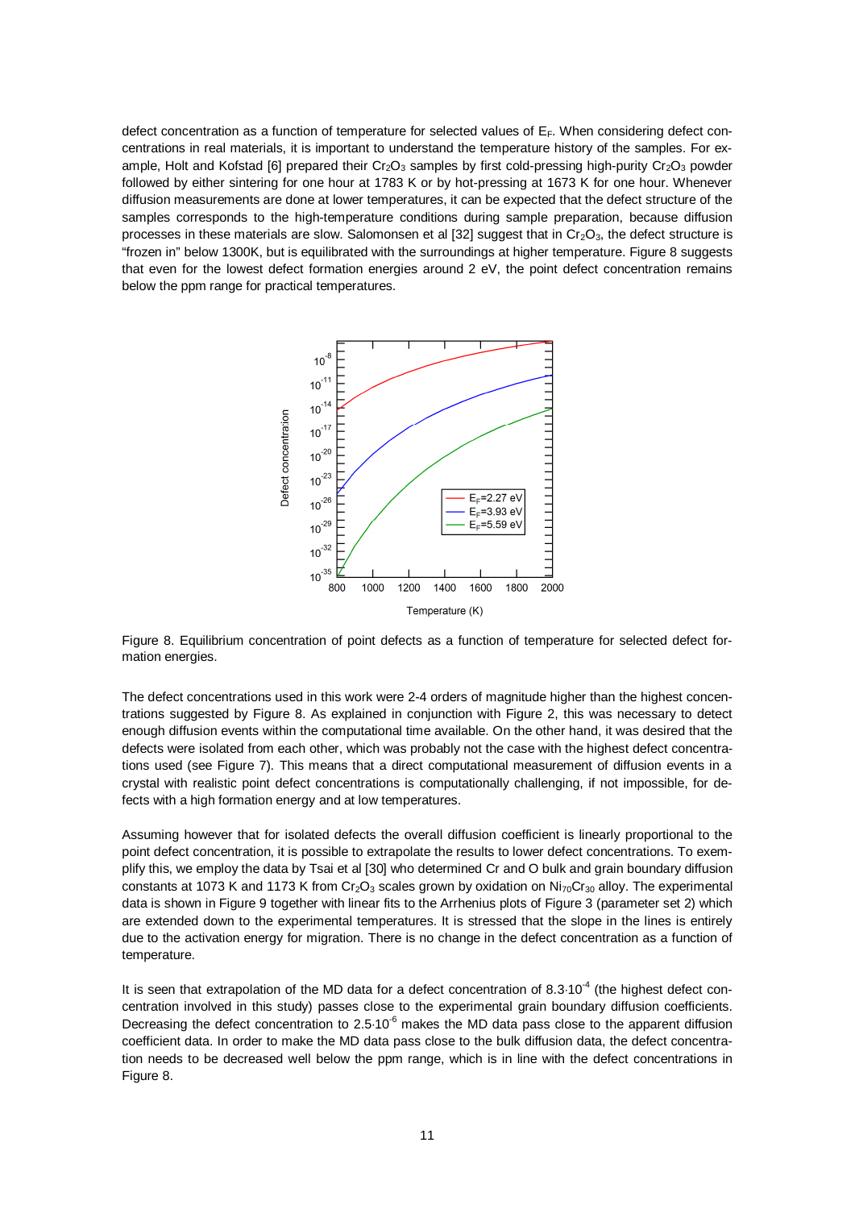defect concentration as a function of temperature for selected values of $E_F$. When considering defect concentrations in real materials, it is important to understand the temperature history of the samples. For example, Holt and Kofstad [6] prepared their $Cr_2O_3$ samples by first cold-pressing high-purity $Cr_2O_3$ powder followed by either sintering for one hour at 1783 K or by hot-pressing at 1673 K for one hour. Whenever diffusion measurements are done at lower temperatures, it can be expected that the defect structure of the samples corresponds to the high-temperature conditions during sample preparation, because diffusion processes in these materials are slow. Salomonsen et al [32] suggest that in $Cr_2O_3$, the defect structure is "frozen in" below 1300K, but is equilibrated with the surroundings at higher temperature. Figure 8 suggests that even for the lowest defect formation energies around 2 eV, the point defect concentration remains below the ppm range for practical temperatures.

Figure 8. Equilibrium concentration of point defects as a function of temperature for selected defect formation energies.

The defect concentrations used in this work were 2-4 orders of magnitude higher than the highest concentrations suggested by Figure 8. As explained in conjunction with Figure 2, this was necessary to detect enough diffusion events within the computational time available. On the other hand, it was desired that the defects were isolated from each other, which was probably not the case with the highest defect concentrations used (see Figure 7). This means that a direct computational measurement of diffusion events in a crystal with realistic point defect concentrations is computationally challenging, if not impossible, for defects with a high formation energy and at low temperatures.

Assuming however that for isolated defects the overall diffusion coefficient is linearly proportional to the point defect concentration, it is possible to extrapolate the results to lower defect concentrations. To exemplify this, we employ the data by Tsai et al [30] who determined Cr and O bulk and grain boundary diffusion constants at 1073 K and 1173 K from $Cr_2O_3$ scales grown by oxidation on $Ni_{70}Cr_{30}$ alloy. The experimental data is shown in Figure 9 together with linear fits to the Arrhenius plots of Figure 3 (parameter set 2) which are extended down to the experimental temperatures. It is stressed that the slope in the lines is entirely due to the activation energy for migration. There is no change in the defect concentration as a function of temperature.

It is seen that extrapolation of the MD data for a defect concentration of $8.3 \cdot 10^{-4}$ (the highest defect concentration involved in this study) passes close to the experimental grain boundary diffusion coefficients. Decreasing the defect concentration to $2.5 \cdot 10^{-6}$ makes the MD data pass close to the apparent diffusion coefficient data. In order to make the MD data pass close to the bulk diffusion data, the defect concentration needs to be decreased well below the ppm range, which is in line with the defect concentrations in Figure 8.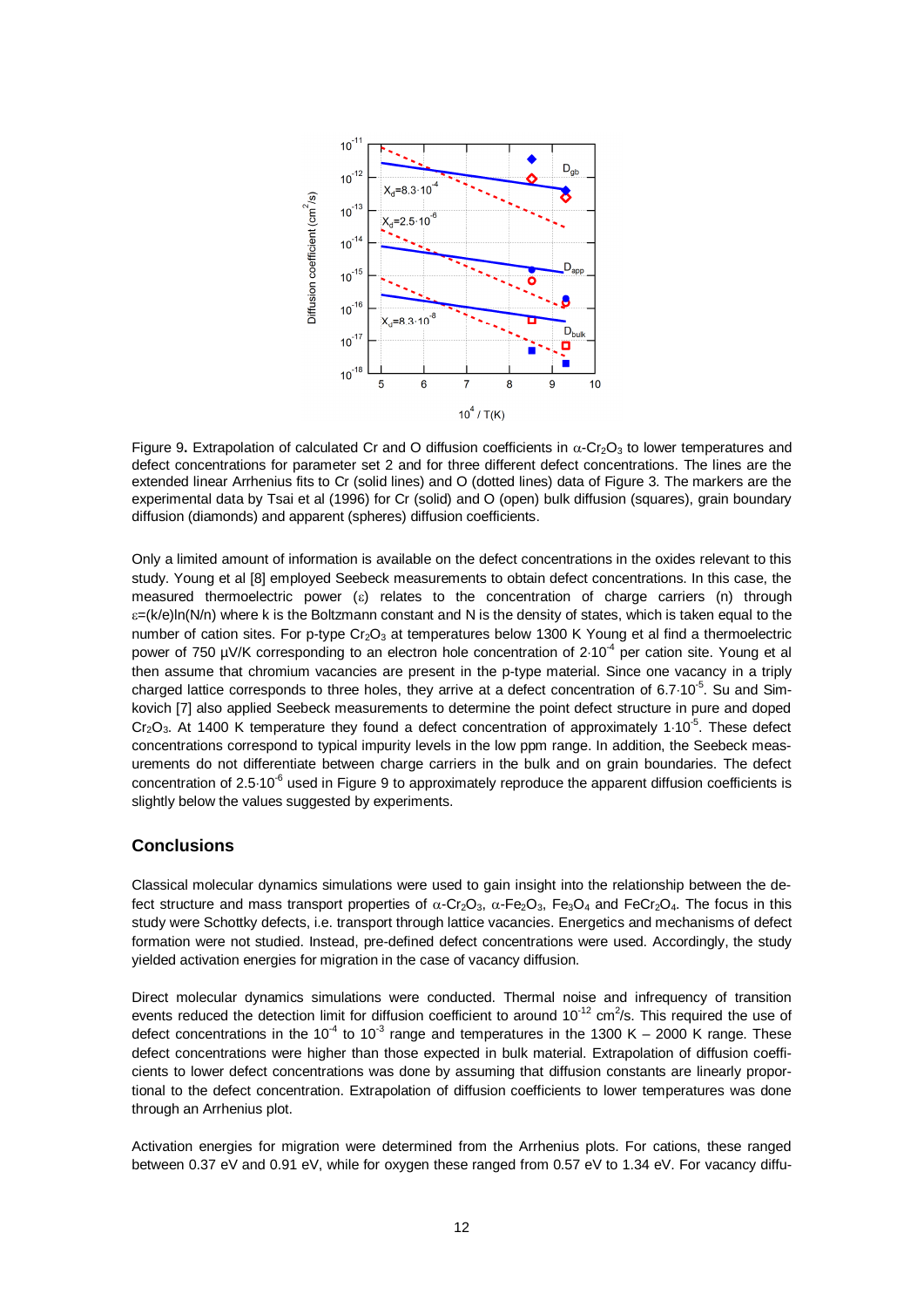Figure 9. Extrapolation of calculated Cr and O diffusion coefficients in $\alpha$-$Cr_2O_3$ to lower temperatures and defect concentrations for parameter set 2 and for three different defect concentrations. The lines are the extended linear Arrhenius fits to Cr (solid lines) and O (dotted lines) data of Figure 3. The markers are the experimental data by Tsai et al (1996) for Cr (solid) and O (open) bulk diffusion (squares), grain boundary diffusion (diamonds) and apparent (spheres) diffusion coefficients.

Only a limited amount of information is available on the defect concentrations in the oxides relevant to this study. Young et al [8] employed Seebeck measurements to obtain defect concentrations. In this case, the measured thermoelectric power ($\varepsilon$) relates to the concentration of charge carriers (n) through $\varepsilon=(k/e)\ln(N/n)$ where k is the Boltzmann constant and N is the density of states, which is taken equal to the number of cation sites. For p-type $Cr_2O_3$ at temperatures below 1300 K Young et al find a thermoelectric power of 750 µV/K corresponding to an electron hole concentration of $2\cdot10^{-4}$ per cation site. Young et al then assume that chromium vacancies are present in the p-type material. Since one vacancy in a triply charged lattice corresponds to three holes, they arrive at a defect concentration of $6.7\cdot10^{-5}$. Su and Simkovich [7] also applied Seebeck measurements to determine the point defect structure in pure and doped $Cr_2O_3$. At 1400 K temperature they found a defect concentration of approximately $1\cdot10^{-5}$. These defect concentrations correspond to typical impurity levels in the low ppm range. In addition, the Seebeck measurements do not differentiate between charge carriers in the bulk and on grain boundaries. The defect concentration of $2.5\cdot10^{-6}$ used in Figure 9 to approximately reproduce the apparent diffusion coefficients is slightly below the values suggested by experiments.

## Conclusions

Classical molecular dynamics simulations were used to gain insight into the relationship between the defect structure and mass transport properties of $\alpha$-$Cr_2O_3$, $\alpha$-$Fe_2O_3$, $Fe_3O_4$ and $FeCr_2O_4$. The focus in this study were Schottky defects, i.e. transport through lattice vacancies. Energetics and mechanisms of defect formation were not studied. Instead, pre-defined defect concentrations were used. Accordingly, the study yielded activation energies for migration in the case of vacancy diffusion.

Direct molecular dynamics simulations were conducted. Thermal noise and infrequency of transition events reduced the detection limit for diffusion coefficient to around $10^{-12}$ $cm^2/s$. This required the use of defect concentrations in the $10^{-4}$ to $10^{-3}$ range and temperatures in the 1300 K – 2000 K range. These defect concentrations were higher than those expected in bulk material. Extrapolation of diffusion coefficients to lower defect concentrations was done by assuming that diffusion constants are linearly proportional to the defect concentration. Extrapolation of diffusion coefficients to lower temperatures was done through an Arrhenius plot.

Activation energies for migration were determined from the Arrhenius plots. For cations, these ranged between 0.37 eV and 0.91 eV, while for oxygen these ranged from 0.57 eV to 1.34 eV. For vacancy diffu-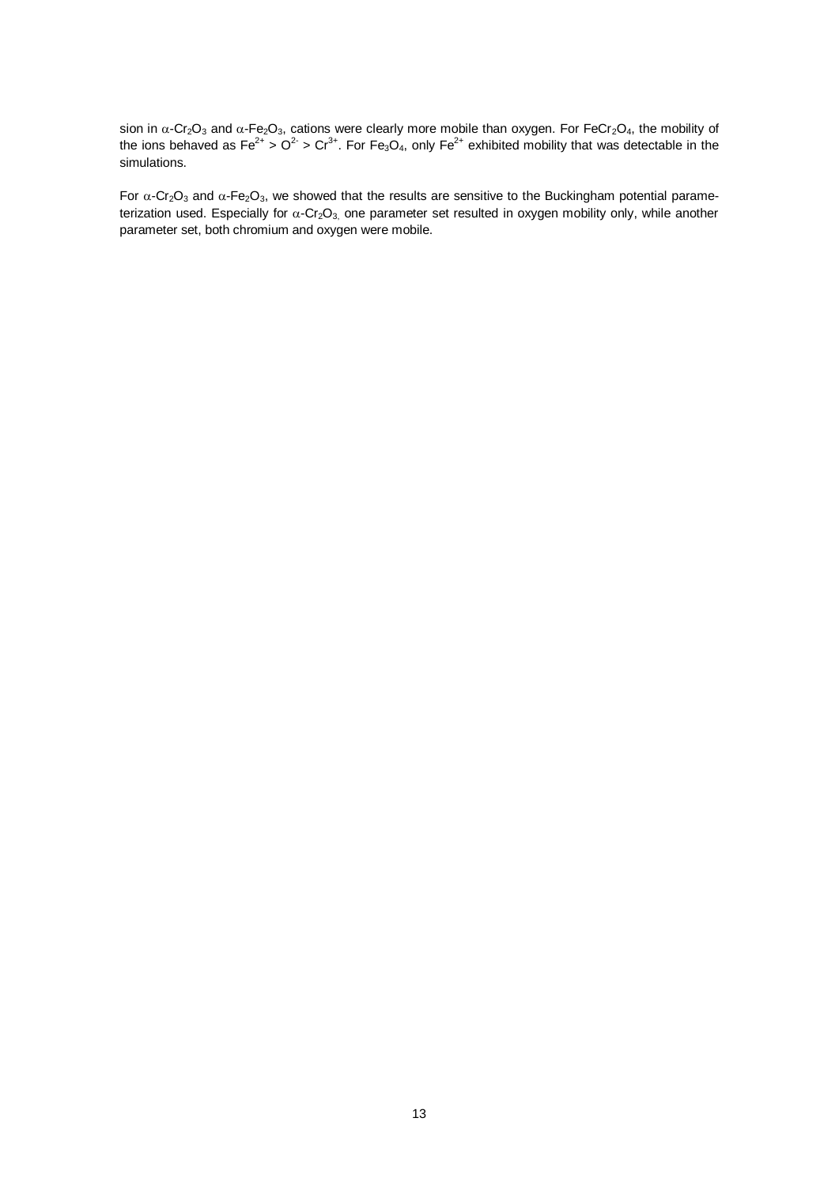sion in $\alpha$-$Cr_2O_3$ and $\alpha$-$Fe_2O_3$, cations were clearly more mobile than oxygen. For $FeCr_2O_4$, the mobility of the ions behaved as $Fe^{2+} > O^{2-} > Cr^{3+}$. For $Fe_3O_4$, only $Fe^{2+}$ exhibited mobility that was detectable in the simulations.

For $\alpha$-$Cr_2O_3$ and $\alpha$-$Fe_2O_3$, we showed that the results are sensitive to the Buckingham potential parameterization used. Especially for $\alpha$-$Cr_2O_3$, one parameter set resulted in oxygen mobility only, while another parameter set, both chromium and oxygen were mobile.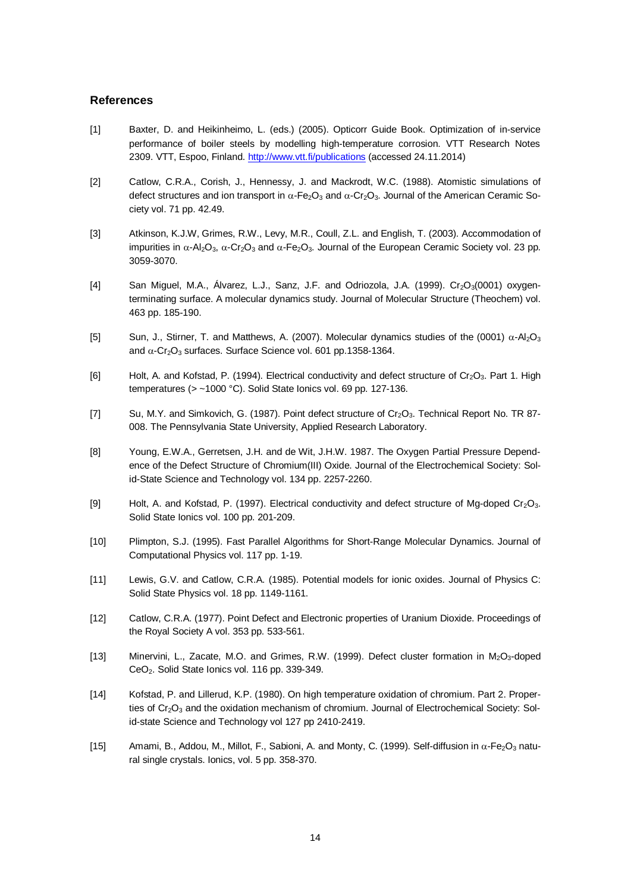### References

[1] Baxter, D. and Heikinheimo, L. (eds.) (2005). Opticorr Guide Book. Optimization of in-service performance of boiler steels by modelling high-temperature corrosion. VTT Research Notes 2309. VTT, Espoo, Finland. http://www.vtt.fi/publications (accessed 24.11.2014)

[2] Catlow, C.R.A., Corish, J., Hennessy, J. and Mackrodt, W.C. (1988). Atomistic simulations of defect structures and ion transport in $\alpha$-$Fe_2O_3$ and $\alpha$-$Cr_2O_3$. Journal of the American Ceramic Society vol. 71 pp. 42.49.

[3] Atkinson, K.J.W, Grimes, R.W., Levy, M.R., Coull, Z.L. and English, T. (2003). Accommodation of impurities in $\alpha$-$Al_2O_3$, $\alpha$-$Cr_2O_3$ and $\alpha$-$Fe_2O_3$. Journal of the European Ceramic Society vol. 23 pp. 3059-3070.

[4] San Miguel, M.A., Álvarez, L.J., Sanz, J.F. and Odriozola, J.A. (1999). $Cr_2O_3$(0001) oxygen-terminating surface. A molecular dynamics study. Journal of Molecular Structure (Theochem) vol. 463 pp. 185-190.

[5] Sun, J., Stirner, T. and Matthews, A. (2007). Molecular dynamics studies of the (0001) $\alpha$-$Al_2O_3$ and $\alpha$-$Cr_2O_3$ surfaces. Surface Science vol. 601 pp.1358-1364.

[6] Holt, A. and Kofstad, P. (1994). Electrical conductivity and defect structure of $Cr_2O_3$. Part 1. High temperatures (> ~1000 °C). Solid State Ionics vol. 69 pp. 127-136.

[7] Su, M.Y. and Simkovich, G. (1987). Point defect structure of $Cr_2O_3$. Technical Report No. TR 87-008. The Pennsylvania State University, Applied Research Laboratory.

[8] Young, E.W.A., Gerretsen, J.H. and de Wit, J.H.W. 1987. The Oxygen Partial Pressure Dependence of the Defect Structure of Chromium(III) Oxide. Journal of the Electrochemical Society: Solid-State Science and Technology vol. 134 pp. 2257-2260.

[9] Holt, A. and Kofstad, P. (1997). Electrical conductivity and defect structure of Mg-doped $Cr_2O_3$. Solid State Ionics vol. 100 pp. 201-209.

[10] Plimpton, S.J. (1995). Fast Parallel Algorithms for Short-Range Molecular Dynamics. Journal of Computational Physics vol. 117 pp. 1-19.

[11] Lewis, G.V. and Catlow, C.R.A. (1985). Potential models for ionic oxides. Journal of Physics C: Solid State Physics vol. 18 pp. 1149-1161.

[12] Catlow, C.R.A. (1977). Point Defect and Electronic properties of Uranium Dioxide. Proceedings of the Royal Society A vol. 353 pp. 533-561.

[13] Minervini, L., Zacate, M.O. and Grimes, R.W. (1999). Defect cluster formation in $M_2O_3$-doped $CeO_2$. Solid State Ionics vol. 116 pp. 339-349.

[14] Kofstad, P. and Lillerud, K.P. (1980). On high temperature oxidation of chromium. Part 2. Properties of $Cr_2O_3$ and the oxidation mechanism of chromium. Journal of Electrochemical Society: Solid-state Science and Technology vol 127 pp 2410-2419.

[15] Amami, B., Addou, M., Millot, F., Sabioni, A. and Monty, C. (1999). Self-diffusion in $\alpha$-$Fe_2O_3$ natural single crystals. Ionics, vol. 5 pp. 358-370.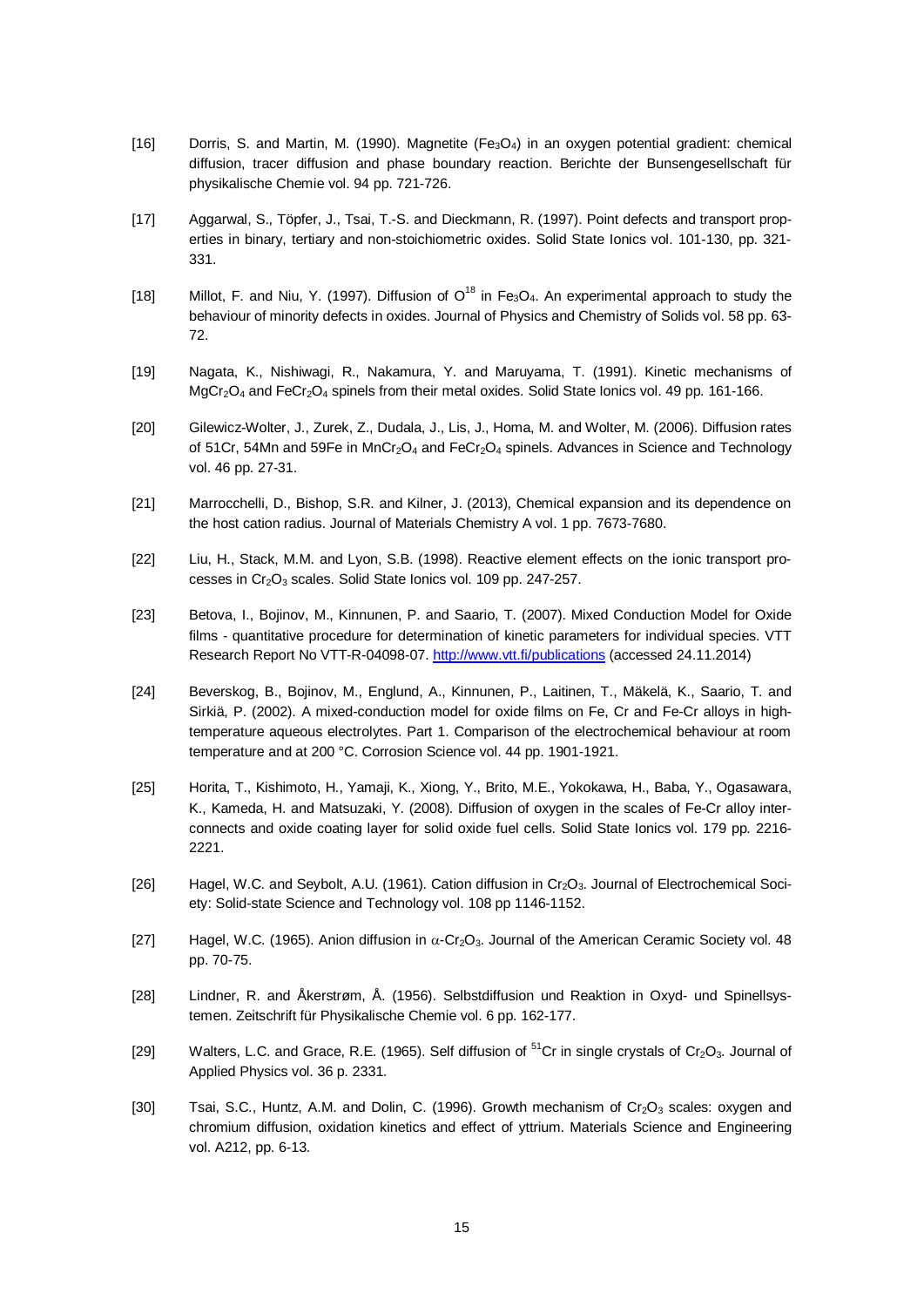[16] Dorris, S. and Martin, M. (1990). Magnetite ($Fe_3O_4$) in an oxygen potential gradient: chemical diffusion, tracer diffusion and phase boundary reaction. Berichte der Bunsengesellschaft für physikalische Chemie vol. 94 pp. 721-726.

[17] Aggarwal, S., Töpfer, J., Tsai, T.-S. and Dieckmann, R. (1997). Point defects and transport properties in binary, tertiary and non-stoichiometric oxides. Solid State Ionics vol. 101-130, pp. 321-331.

[18] Millot, F. and Niu, Y. (1997). Diffusion of $O^{18}$ in $Fe_3O_4$. An experimental approach to study the behaviour of minority defects in oxides. Journal of Physics and Chemistry of Solids vol. 58 pp. 63-72.

[19] Nagata, K., Nishiwagi, R., Nakamura, Y. and Maruyama, T. (1991). Kinetic mechanisms of $MgCr_2O_4$ and $FeCr_2O_4$ spinels from their metal oxides. Solid State Ionics vol. 49 pp. 161-166.

[20] Gilewicz-Wolter, J., Zurek, Z., Dudala, J., Lis, J., Homa, M. and Wolter, M. (2006). Diffusion rates of 51Cr, 54Mn and 59Fe in $MnCr_2O_4$ and $FeCr_2O_4$ spinels. Advances in Science and Technology vol. 46 pp. 27-31.

[21] Marrocchelli, D., Bishop, S.R. and Kilner, J. (2013), Chemical expansion and its dependence on the host cation radius. Journal of Materials Chemistry A vol. 1 pp. 7673-7680.

[22] Liu, H., Stack, M.M. and Lyon, S.B. (1998). Reactive element effects on the ionic transport processes in $Cr_2O_3$ scales. Solid State Ionics vol. 109 pp. 247-257.

[23] Betova, I., Bojinov, M., Kinnunen, P. and Saario, T. (2007). Mixed Conduction Model for Oxide films - quantitative procedure for determination of kinetic parameters for individual species. VTT Research Report No VTT-R-04098-07. http://www.vtt.fi/publications (accessed 24.11.2014)

[24] Beverskog, B., Bojinov, M., Englund, A., Kinnunen, P., Laitinen, T., Mäkelä, K., Saario, T. and Sirkiä, P. (2002). A mixed-conduction model for oxide films on Fe, Cr and Fe-Cr alloys in high-temperature aqueous electrolytes. Part 1. Comparison of the electrochemical behaviour at room temperature and at 200 °C. Corrosion Science vol. 44 pp. 1901-1921.

[25] Horita, T., Kishimoto, H., Yamaji, K., Xiong, Y., Brito, M.E., Yokokawa, H., Baba, Y., Ogasawara, K., Kameda, H. and Matsuzaki, Y. (2008). Diffusion of oxygen in the scales of Fe-Cr alloy interconnects and oxide coating layer for solid oxide fuel cells. Solid State Ionics vol. 179 pp. 2216-2221.

[26] Hagel, W.C. and Seybolt, A.U. (1961). Cation diffusion in $Cr_2O_3$. Journal of Electrochemical Society: Solid-state Science and Technology vol. 108 pp 1146-1152.

[27] Hagel, W.C. (1965). Anion diffusion in $\alpha$-$Cr_2O_3$. Journal of the American Ceramic Society vol. 48 pp. 70-75.

[28] Lindner, R. and Åkerstrøm, Å. (1956). Selbstdiffusion und Reaktion in Oxyd- und Spinellsystemen. Zeitschrift für Physikalische Chemie vol. 6 pp. 162-177.

[29] Walters, L.C. and Grace, R.E. (1965). Self diffusion of $^{51}Cr$ in single crystals of $Cr_2O_3$. Journal of Applied Physics vol. 36 p. 2331.

[30] Tsai, S.C., Huntz, A.M. and Dolin, C. (1996). Growth mechanism of $Cr_2O_3$ scales: oxygen and chromium diffusion, oxidation kinetics and effect of yttrium. Materials Science and Engineering vol. A212, pp. 6-13.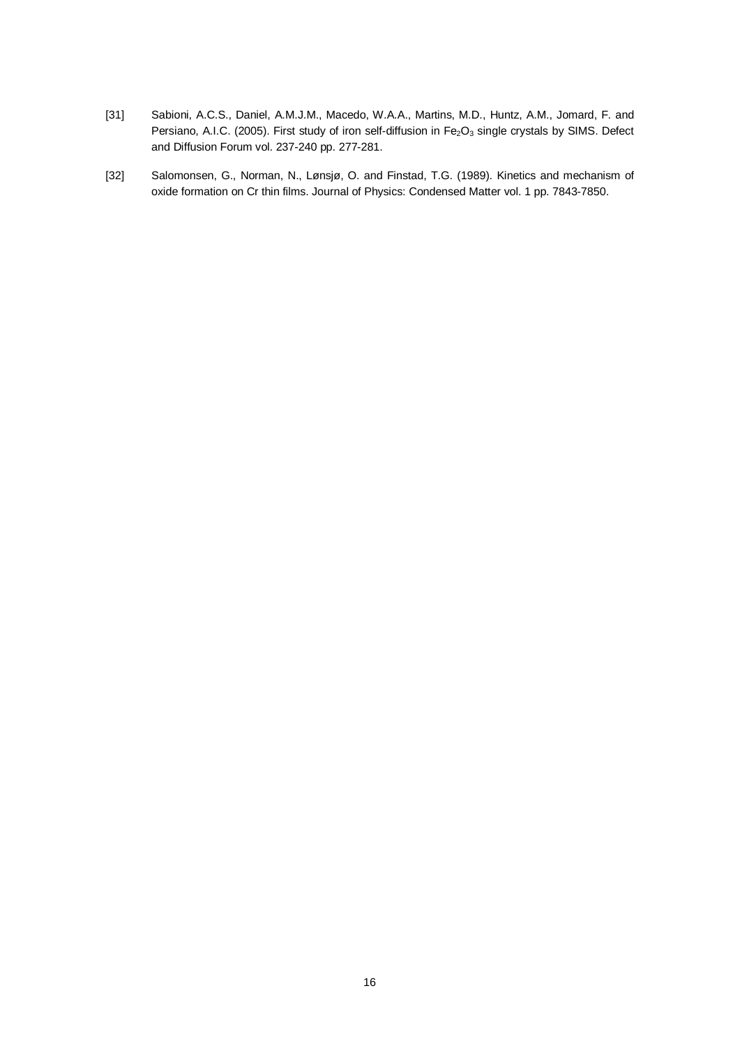[31] Sabioni, A.C.S., Daniel, A.M.J.M., Macedo, W.A.A., Martins, M.D., Huntz, A.M., Jomard, F. and Persiano, A.I.C. (2005). First study of iron self-diffusion in $Fe_2O_3$ single crystals by SIMS. Defect and Diffusion Forum vol. 237-240 pp. 277-281.

[32] Salomonsen, G., Norman, N., Lønsjø, O. and Finstad, T.G. (1989). Kinetics and mechanism of oxide formation on Cr thin films. Journal of Physics: Condensed Matter vol. 1 pp. 7843-7850.